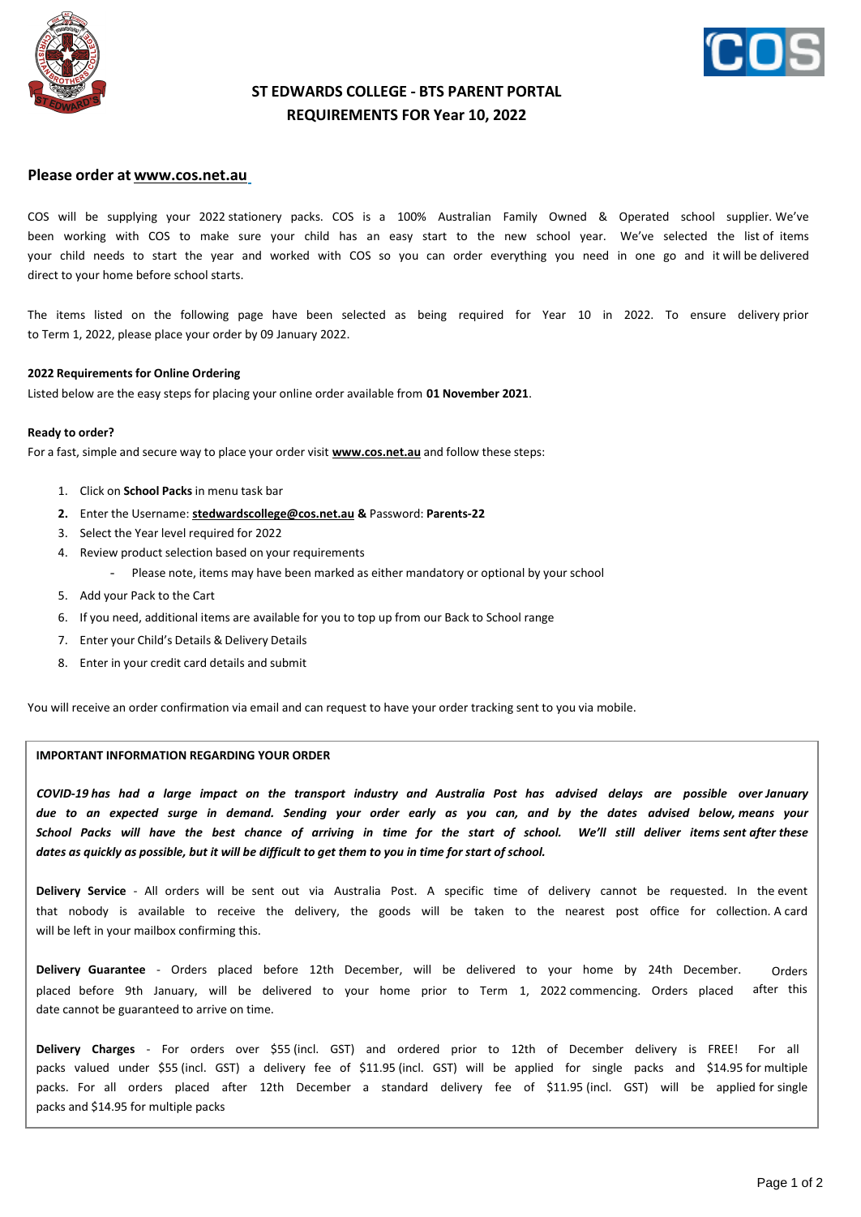# ST EDWARDS COLLEGE - BTS PARENT PORTAL
## REQUIREMENTS FOR Year 10, 2022

### Please order at www.cos.net.au

COS will be supplying your 2022 stationery packs. COS is a 100% Australian Family Owned & Operated school supplier. We've been working with COS to make sure your child has an easy start to the new school year. We've selected the list of items your child needs to start the year and worked with COS so you can order everything you need in one go and it will be delivered direct to your home before school starts.

The items listed on the following page have been selected as being required for Year 10 in 2022. To ensure delivery prior to Term 1, 2022, please place your order by 09 January 2022.

**2022 Requirements for Online Ordering**

Listed below are the easy steps for placing your online order available from **01 November 2021**.

**Ready to order?**

For a fast, simple and secure way to place your order visit **www.cos.net.au** and follow these steps:

1. Click on **School Packs** in menu task bar
2. Enter the Username: **stedwardscollege@cos.net.au &** Password: **Parents-22**
3. Select the Year level required for 2022
4. Review product selection based on your requirements
   - Please note, items may have been marked as either mandatory or optional by your school
5. Add your Pack to the Cart
6. If you need, additional items are available for you to top up from our Back to School range
7. Enter your Child's Details & Delivery Details
8. Enter in your credit card details and submit

You will receive an order confirmation via email and can request to have your order tracking sent to you via mobile.

**IMPORTANT INFORMATION REGARDING YOUR ORDER**

***COVID-19 has had a large impact on the transport industry and Australia Post has advised delays are possible over January due to an expected surge in demand. Sending your order early as you can, and by the dates advised below, means your School Packs will have the best chance of arriving in time for the start of school. We'll still deliver items sent after these dates as quickly as possible, but it will be difficult to get them to you in time for start of school.***

**Delivery Service** - All orders will be sent out via Australia Post. A specific time of delivery cannot be requested. In the event that nobody is available to receive the delivery, the goods will be taken to the nearest post office for collection. A card will be left in your mailbox confirming this.

**Delivery Guarantee** - Orders placed before 12th December, will be delivered to your home by 24th December. Orders placed before 9th January, will be delivered to your home prior to Term 1, 2022 commencing. Orders placed after this date cannot be guaranteed to arrive on time.

**Delivery Charges** - For orders over $55 (incl. GST) and ordered prior to 12th of December delivery is FREE! For all packs valued under $55 (incl. GST) a delivery fee of $11.95 (incl. GST) will be applied for single packs and $14.95 for multiple packs. For all orders placed after 12th December a standard delivery fee of $11.95 (incl. GST) will be applied for single packs and $14.95 for multiple packs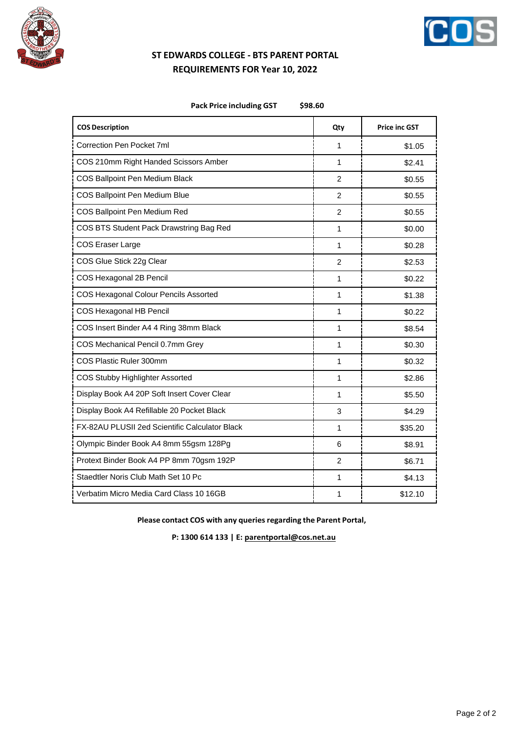# ST EDWARDS COLLEGE - BTS PARENT PORTAL

## REQUIREMENTS FOR Year 10, 2022

**Pack Price including GST** **$98.60**

| COS Description | Qty | Price inc GST |
| --- | --- | --- |
| Correction Pen Pocket 7ml | 1 | $1.05 |
| COS 210mm Right Handed Scissors Amber | 1 | $2.41 |
| COS Ballpoint Pen Medium Black | 2 | $0.55 |
| COS Ballpoint Pen Medium Blue | 2 | $0.55 |
| COS Ballpoint Pen Medium Red | 2 | $0.55 |
| COS BTS Student Pack Drawstring Bag Red | 1 | $0.00 |
| COS Eraser Large | 1 | $0.28 |
| COS Glue Stick 22g Clear | 2 | $2.53 |
| COS Hexagonal 2B Pencil | 1 | $0.22 |
| COS Hexagonal Colour Pencils Assorted | 1 | $1.38 |
| COS Hexagonal HB Pencil | 1 | $0.22 |
| COS Insert Binder A4 4 Ring 38mm Black | 1 | $8.54 |
| COS Mechanical Pencil 0.7mm Grey | 1 | $0.30 |
| COS Plastic Ruler 300mm | 1 | $0.32 |
| COS Stubby Highlighter Assorted | 1 | $2.86 |
| Display Book A4 20P Soft Insert Cover Clear | 1 | $5.50 |
| Display Book A4 Refillable 20 Pocket Black | 3 | $4.29 |
| FX-82AU PLUSII 2ed Scientific Calculator Black | 1 | $35.20 |
| Olympic Binder Book A4 8mm 55gsm 128Pg | 6 | $8.91 |
| Protext Binder Book A4 PP 8mm 70gsm 192P | 2 | $6.71 |
| Staedtler Noris Club Math Set 10 Pc | 1 | $4.13 |
| Verbatim Micro Media Card Class 10 16GB | 1 | $12.10 |

**Please contact COS with any queries regarding the Parent Portal,**

**P: 1300 614 133 | E: parentportal@cos.net.au**